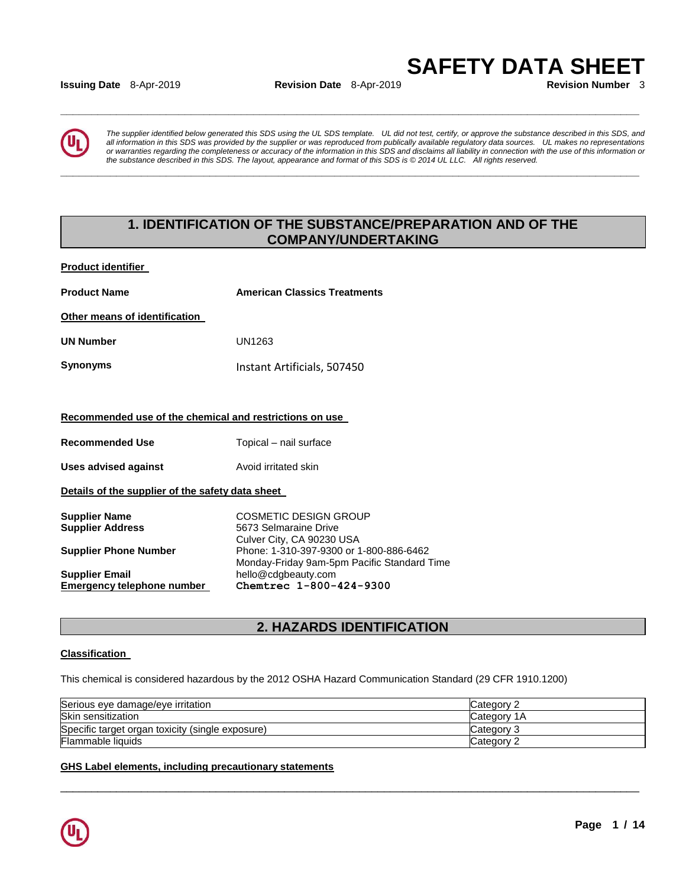# SAFETY DATA SHEET

**Issuing Date** 8-Apr-2019 **Revision Date** 8-Apr-2019 **Revision Number** 3

*The supplier identified below generated this SDS using the UL SDS template. UL did not test, certify, or approve the substance described in this SDS, and all information in this SDS was provided by the supplier or was reproduced from publically available regulatory data sources. UL makes no representations or warranties regarding the completeness or accuracy of the information in this SDS and disclaims all liability in connection with the use of this information or the substance described in this SDS. The layout, appearance and format of this SDS is © 2014 UL LLC. All rights reserved.*

## 1. IDENTIFICATION OF THE SUBSTANCE/PREPARATION AND OF THE COMPANY/UNDERTAKING

**Product identifier**

**Product Name** **American Classics Treatments**

**Other means of identification**

**UN Number** UN1263

**Synonyms** Instant Artificials, 507450

**Recommended use of the chemical and restrictions on use**

**Recommended Use** Topical – nail surface

**Uses advised against** Avoid irritated skin

**Details of the supplier of the safety data sheet**

**Supplier Name** COSMETIC DESIGN GROUP
**Supplier Address** 5673 Selmaraine Drive
Culver City, CA 90230 USA
**Supplier Phone Number** Phone: 1-310-397-9300 or 1-800-886-6462
Monday-Friday 9am-5pm Pacific Standard Time
**Supplier Email** hello@cdgbeauty.com
**Emergency telephone number** Chemtrec 1-800-424-9300

## 2. HAZARDS IDENTIFICATION

**Classification**

This chemical is considered hazardous by the 2012 OSHA Hazard Communication Standard (29 CFR 1910.1200)

| Hazard | Category |
|---|---|
| Serious eye damage/eye irritation | Category 2 |
| Skin sensitization | Category 1A |
| Specific target organ toxicity (single exposure) | Category 3 |
| Flammable liquids | Category 2 |

**GHS Label elements, including precautionary statements**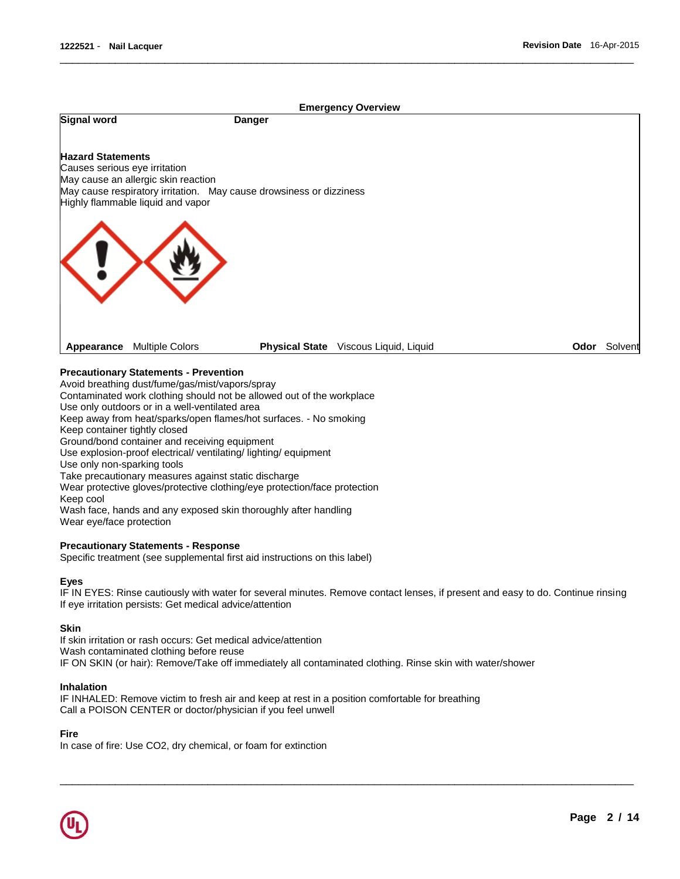## Emergency Overview

**Signal word** Danger

**Hazard Statements**
Causes serious eye irritation
May cause an allergic skin reaction
May cause respiratory irritation. May cause drowsiness or dizziness
Highly flammable liquid and vapor

**Appearance** Multiple Colors **Physical State** Viscous Liquid, Liquid **Odor** Solvent

### Precautionary Statements - Prevention

Avoid breathing dust/fume/gas/mist/vapors/spray
Contaminated work clothing should not be allowed out of the workplace
Use only outdoors or in a well-ventilated area
Keep away from heat/sparks/open flames/hot surfaces. - No smoking
Keep container tightly closed
Ground/bond container and receiving equipment
Use explosion-proof electrical/ ventilating/ lighting/ equipment
Use only non-sparking tools
Take precautionary measures against static discharge
Wear protective gloves/protective clothing/eye protection/face protection
Keep cool
Wash face, hands and any exposed skin thoroughly after handling
Wear eye/face protection

### Precautionary Statements - Response

Specific treatment (see supplemental first aid instructions on this label)

#### Eyes

IF IN EYES: Rinse cautiously with water for several minutes. Remove contact lenses, if present and easy to do. Continue rinsing
If eye irritation persists: Get medical advice/attention

#### Skin

If skin irritation or rash occurs: Get medical advice/attention
Wash contaminated clothing before reuse
IF ON SKIN (or hair): Remove/Take off immediately all contaminated clothing. Rinse skin with water/shower

#### Inhalation

IF INHALED: Remove victim to fresh air and keep at rest in a position comfortable for breathing
Call a POISON CENTER or doctor/physician if you feel unwell

#### Fire

In case of fire: Use $CO_2$, dry chemical, or foam for extinction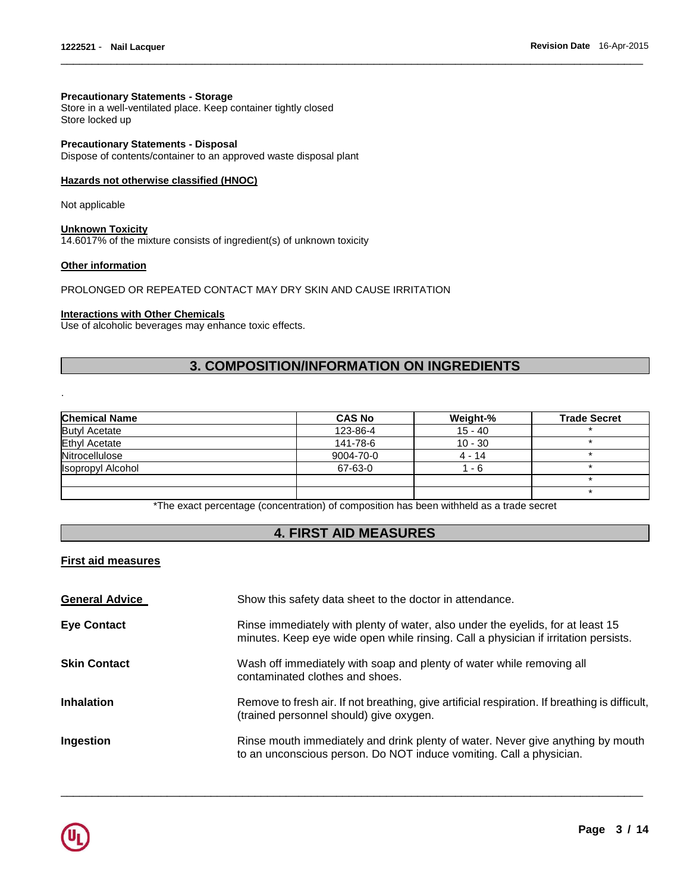**Precautionary Statements - Storage**
Store in a well-ventilated place. Keep container tightly closed
Store locked up

**Precautionary Statements - Disposal**
Dispose of contents/container to an approved waste disposal plant

**Hazards not otherwise classified (HNOC)**

Not applicable

**Unknown Toxicity**
14.6017% of the mixture consists of ingredient(s) of unknown toxicity

**Other information**

PROLONGED OR REPEATED CONTACT MAY DRY SKIN AND CAUSE IRRITATION

**Interactions with Other Chemicals**
Use of alcoholic beverages may enhance toxic effects.

## 3. COMPOSITION/INFORMATION ON INGREDIENTS

.

| Chemical Name | CAS No | Weight-% | Trade Secret |
|---|---|---|---|
| Butyl Acetate | 123-86-4 | 15 - 40 | * |
| Ethyl Acetate | 141-78-6 | 10 - 30 | * |
| Nitrocellulose | 9004-70-0 | 4 - 14 | * |
| Isopropyl Alcohol | 67-63-0 | 1 - 6 | * |
| | | | * |
| | | | * |

*The exact percentage (concentration) of composition has been withheld as a trade secret

## 4. FIRST AID MEASURES

**First aid measures**

**General Advice**
Show this safety data sheet to the doctor in attendance.

**Eye Contact**
Rinse immediately with plenty of water, also under the eyelids, for at least 15 minutes. Keep eye wide open while rinsing. Call a physician if irritation persists.

**Skin Contact**
Wash off immediately with soap and plenty of water while removing all contaminated clothes and shoes.

**Inhalation**
Remove to fresh air. If not breathing, give artificial respiration. If breathing is difficult, (trained personnel should) give oxygen.

**Ingestion**
Rinse mouth immediately and drink plenty of water. Never give anything by mouth to an unconscious person. Do NOT induce vomiting. Call a physician.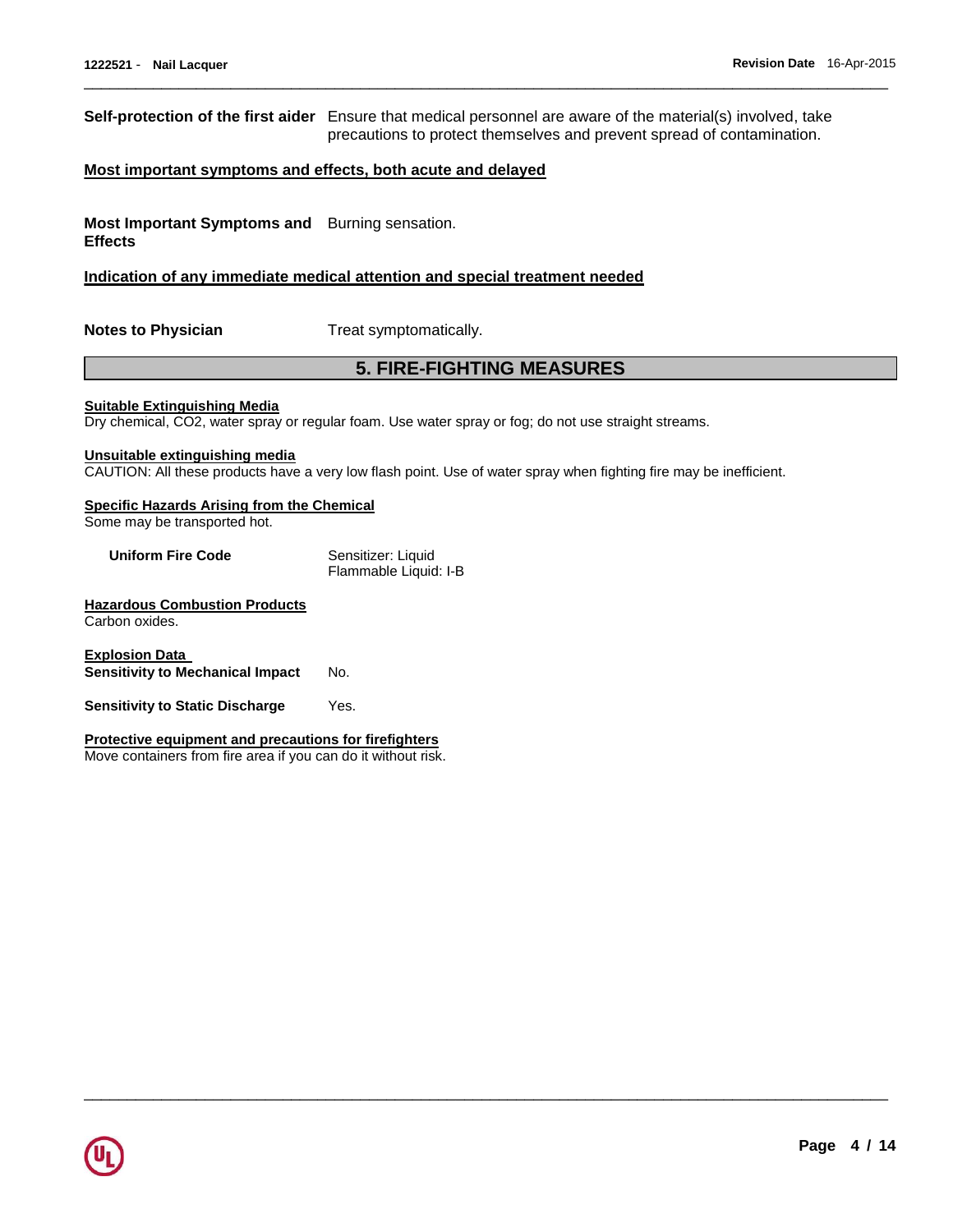**Self-protection of the first aider** Ensure that medical personnel are aware of the material(s) involved, take precautions to protect themselves and prevent spread of contamination.

**Most important symptoms and effects, both acute and delayed**

**Most Important Symptoms and Effects** Burning sensation.

**Indication of any immediate medical attention and special treatment needed**

**Notes to Physician** Treat symptomatically.

## 5. FIRE-FIGHTING MEASURES

**Suitable Extinguishing Media**

Dry chemical, $CO_2$, water spray or regular foam. Use water spray or fog; do not use straight streams.

**Unsuitable extinguishing media**

CAUTION: All these products have a very low flash point. Use of water spray when fighting fire may be inefficient.

**Specific Hazards Arising from the Chemical**

Some may be transported hot.

**Uniform Fire Code** Sensitizer: Liquid
Flammable Liquid: I-B

**Hazardous Combustion Products**

Carbon oxides.

**Explosion Data**

**Sensitivity to Mechanical Impact** No.

**Sensitivity to Static Discharge** Yes.

**Protective equipment and precautions for firefighters**

Move containers from fire area if you can do it without risk.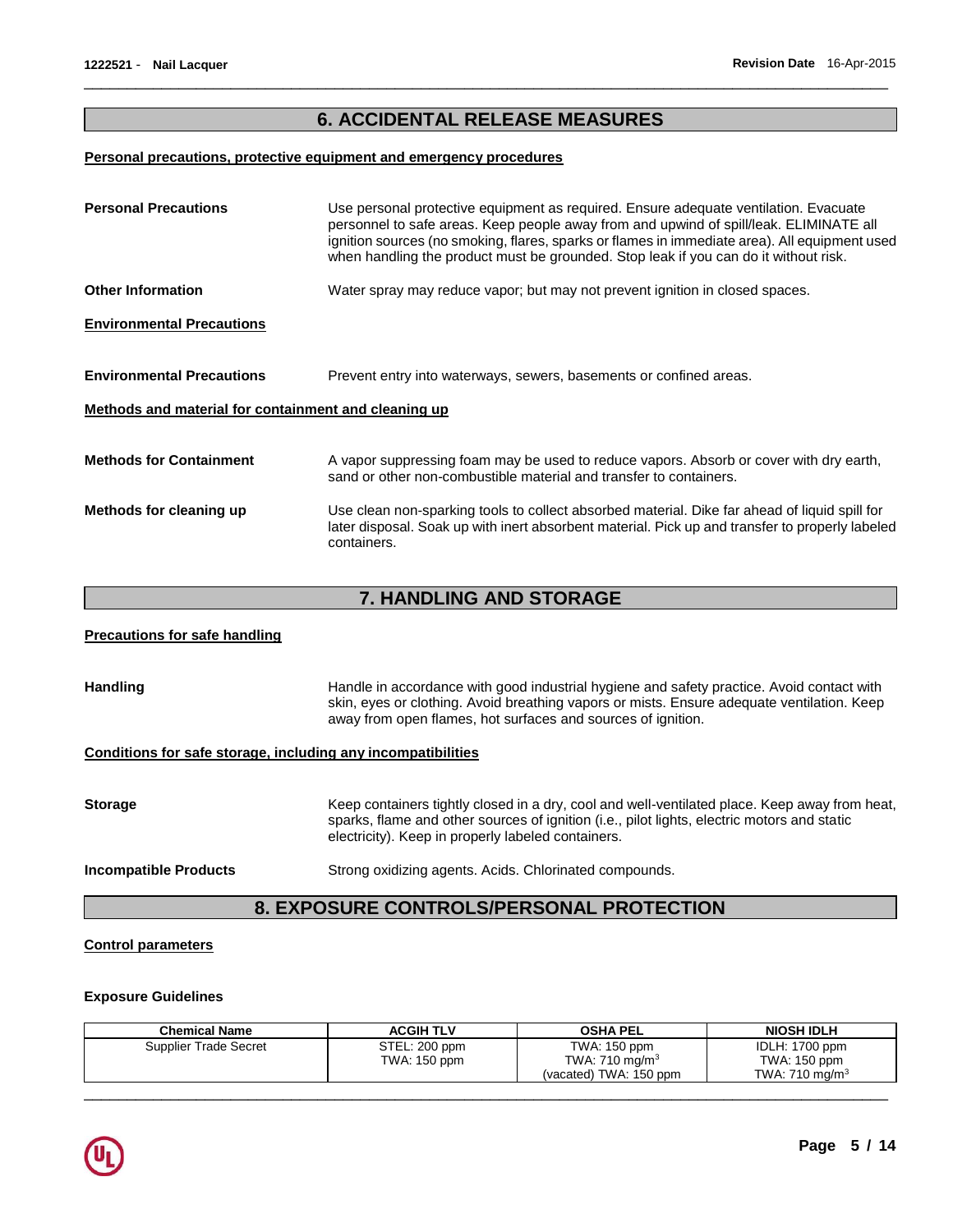## 6. ACCIDENTAL RELEASE MEASURES

**Personal precautions, protective equipment and emergency procedures**

**Personal Precautions** — Use personal protective equipment as required. Ensure adequate ventilation. Evacuate personnel to safe areas. Keep people away from and upwind of spill/leak. ELIMINATE all ignition sources (no smoking, flares, sparks or flames in immediate area). All equipment used when handling the product must be grounded. Stop leak if you can do it without risk.

**Other Information** — Water spray may reduce vapor; but may not prevent ignition in closed spaces.

**Environmental Precautions**

**Environmental Precautions** — Prevent entry into waterways, sewers, basements or confined areas.

**Methods and material for containment and cleaning up**

**Methods for Containment** — A vapor suppressing foam may be used to reduce vapors. Absorb or cover with dry earth, sand or other non-combustible material and transfer to containers.

**Methods for cleaning up** — Use clean non-sparking tools to collect absorbed material. Dike far ahead of liquid spill for later disposal. Soak up with inert absorbent material. Pick up and transfer to properly labeled containers.

## 7. HANDLING AND STORAGE

**Precautions for safe handling**

**Handling** — Handle in accordance with good industrial hygiene and safety practice. Avoid contact with skin, eyes or clothing. Avoid breathing vapors or mists. Ensure adequate ventilation. Keep away from open flames, hot surfaces and sources of ignition.

**Conditions for safe storage, including any incompatibilities**

**Storage** — Keep containers tightly closed in a dry, cool and well-ventilated place. Keep away from heat, sparks, flame and other sources of ignition (i.e., pilot lights, electric motors and static electricity). Keep in properly labeled containers.

**Incompatible Products** — Strong oxidizing agents. Acids. Chlorinated compounds.

## 8. EXPOSURE CONTROLS/PERSONAL PROTECTION

**Control parameters**

**Exposure Guidelines**

| Chemical Name | ACGIH TLV | OSHA PEL | NIOSH IDLH |
|---|---|---|---|
| Supplier Trade Secret | STEL: 200 ppm<br>TWA: 150 ppm | TWA: 150 ppm<br>TWA: 710 mg/m$^3$<br>(vacated) TWA: 150 ppm | IDLH: 1700 ppm<br>TWA: 150 ppm<br>TWA: 710 mg/m$^3$ |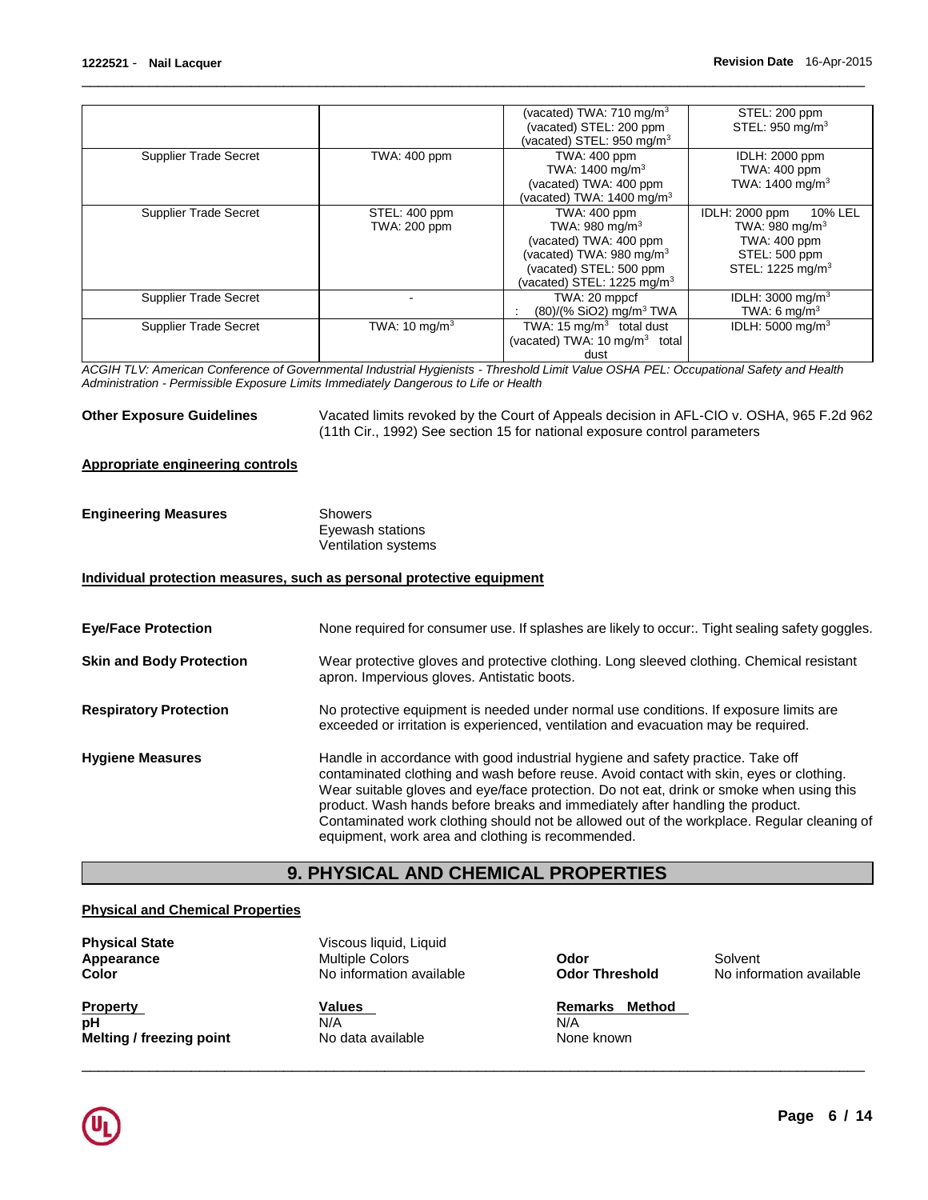| | | | |
|---|---|---|---|
| | | (vacated) TWA: 710 mg/m$^3$<br>(vacated) STEL: 200 ppm<br>(vacated) STEL: 950 mg/m$^3$ | STEL: 200 ppm<br>STEL: 950 mg/m$^3$ |
| Supplier Trade Secret | TWA: 400 ppm | TWA: 400 ppm<br>TWA: 1400 mg/m$^3$<br>(vacated) TWA: 400 ppm<br>(vacated) TWA: 1400 mg/m$^3$ | IDLH: 2000 ppm<br>TWA: 400 ppm<br>TWA: 1400 mg/m$^3$ |
| Supplier Trade Secret | STEL: 400 ppm<br>TWA: 200 ppm | TWA: 400 ppm<br>TWA: 980 mg/m$^3$<br>(vacated) TWA: 400 ppm<br>(vacated) TWA: 980 mg/m$^3$<br>(vacated) STEL: 500 ppm<br>(vacated) STEL: 1225 mg/m$^3$ | IDLH: 2000 ppm 10% LEL<br>TWA: 980 mg/m$^3$<br>TWA: 400 ppm<br>STEL: 500 ppm<br>STEL: 1225 mg/m$^3$ |
| Supplier Trade Secret | - | TWA: 20 mppcf<br>: (80)/(% SiO2) mg/m$^3$ TWA | IDLH: 3000 mg/m$^3$<br>TWA: 6 mg/m$^3$ |
| Supplier Trade Secret | TWA: 10 mg/m$^3$ | TWA: 15 mg/m$^3$ total dust<br>(vacated) TWA: 10 mg/m$^3$ total dust | IDLH: 5000 mg/m$^3$ |

*ACGIH TLV: American Conference of Governmental Industrial Hygienists - Threshold Limit Value OSHA PEL: Occupational Safety and Health Administration - Permissible Exposure Limits Immediately Dangerous to Life or Health*

**Other Exposure Guidelines** Vacated limits revoked by the Court of Appeals decision in AFL-CIO v. OSHA, 965 F.2d 962 (11th Cir., 1992) See section 15 for national exposure control parameters

**Appropriate engineering controls**

**Engineering Measures** Showers
Eyewash stations
Ventilation systems

**Individual protection measures, such as personal protective equipment**

**Eye/Face Protection** None required for consumer use. If splashes are likely to occur:. Tight sealing safety goggles.

**Skin and Body Protection** Wear protective gloves and protective clothing. Long sleeved clothing. Chemical resistant apron. Impervious gloves. Antistatic boots.

**Respiratory Protection** No protective equipment is needed under normal use conditions. If exposure limits are exceeded or irritation is experienced, ventilation and evacuation may be required.

**Hygiene Measures** Handle in accordance with good industrial hygiene and safety practice. Take off contaminated clothing and wash before reuse. Avoid contact with skin, eyes or clothing. Wear suitable gloves and eye/face protection. Do not eat, drink or smoke when using this product. Wash hands before breaks and immediately after handling the product. Contaminated work clothing should not be allowed out of the workplace. Regular cleaning of equipment, work area and clothing is recommended.

## 9. PHYSICAL AND CHEMICAL PROPERTIES

**Physical and Chemical Properties**

**Physical State** Viscous liquid, Liquid
**Appearance** Multiple Colors **Odor** Solvent
**Color** No information available **Odor Threshold** No information available

| Property | Values | Remarks Method |
|---|---|---|
| **pH** | N/A | N/A |
| **Melting / freezing point** | No data available | None known |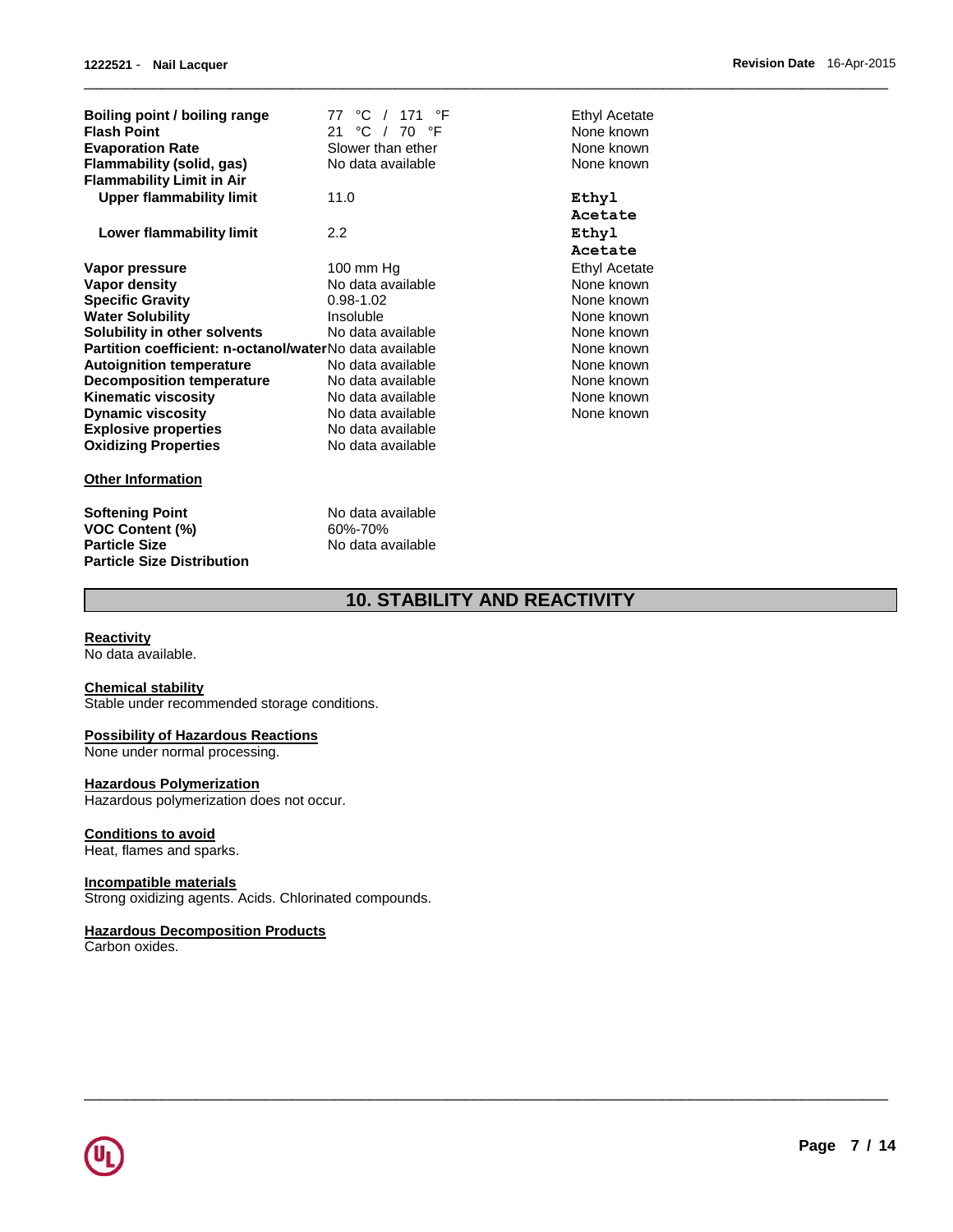| | | |
|---|---|---|
| **Boiling point / boiling range** | 77 °C / 171 °F | Ethyl Acetate |
| **Flash Point** | 21 °C / 70 °F | None known |
| **Evaporation Rate** | Slower than ether | None known |
| **Flammability (solid, gas)** | No data available | None known |
| **Flammability Limit in Air** | | |
| **Upper flammability limit** | 11.0 | Ethyl Acetate |
| **Lower flammability limit** | 2.2 | Ethyl Acetate |
| **Vapor pressure** | 100 mm Hg | Ethyl Acetate |
| **Vapor density** | No data available | None known |
| **Specific Gravity** | 0.98-1.02 | None known |
| **Water Solubility** | Insoluble | None known |
| **Solubility in other solvents** | No data available | None known |
| **Partition coefficient: n-octanol/water** | No data available | None known |
| **Autoignition temperature** | No data available | None known |
| **Decomposition temperature** | No data available | None known |
| **Kinematic viscosity** | No data available | None known |
| **Dynamic viscosity** | No data available | None known |
| **Explosive properties** | No data available | |
| **Oxidizing Properties** | No data available | |

**Other Information**

| | |
|---|---|
| **Softening Point** | No data available |
| **VOC Content (%)** | 60%-70% |
| **Particle Size** | No data available |
| **Particle Size Distribution** | |

## 10. STABILITY AND REACTIVITY

**Reactivity**
No data available.

**Chemical stability**
Stable under recommended storage conditions.

**Possibility of Hazardous Reactions**
None under normal processing.

**Hazardous Polymerization**
Hazardous polymerization does not occur.

**Conditions to avoid**
Heat, flames and sparks.

**Incompatible materials**
Strong oxidizing agents. Acids. Chlorinated compounds.

**Hazardous Decomposition Products**
Carbon oxides.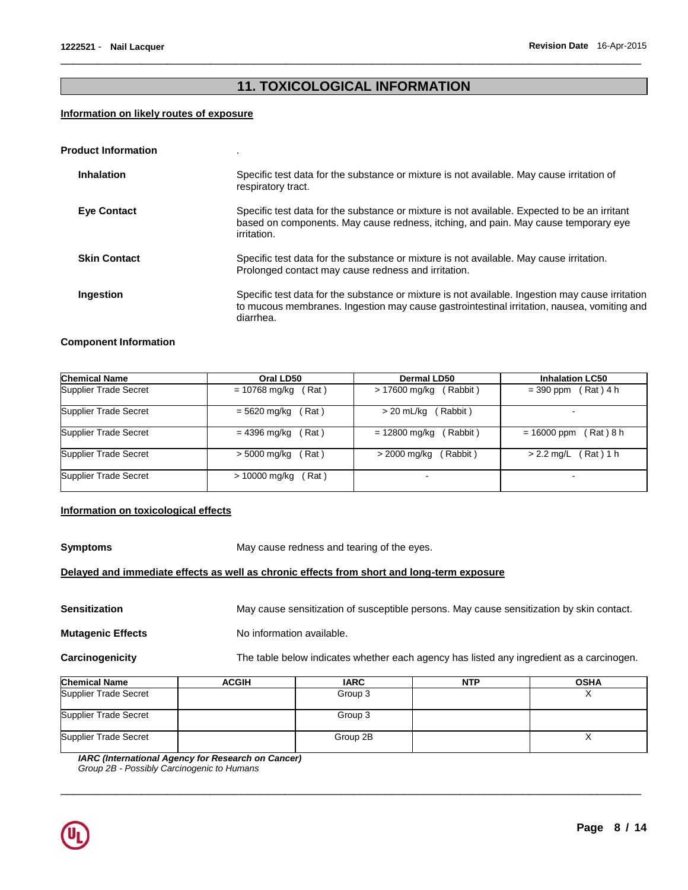## 11. TOXICOLOGICAL INFORMATION

**Information on likely routes of exposure**

**Product Information** .

**Inhalation** Specific test data for the substance or mixture is not available. May cause irritation of respiratory tract.

**Eye Contact** Specific test data for the substance or mixture is not available. Expected to be an irritant based on components. May cause redness, itching, and pain. May cause temporary eye irritation.

**Skin Contact** Specific test data for the substance or mixture is not available. May cause irritation. Prolonged contact may cause redness and irritation.

**Ingestion** Specific test data for the substance or mixture is not available. Ingestion may cause irritation to mucous membranes. Ingestion may cause gastrointestinal irritation, nausea, vomiting and diarrhea.

**Component Information**

| Chemical Name | Oral LD50 | Dermal LD50 | Inhalation LC50 |
|---|---|---|---|
| Supplier Trade Secret | = 10768 mg/kg ( Rat ) | > 17600 mg/kg ( Rabbit ) | = 390 ppm ( Rat ) 4 h |
| Supplier Trade Secret | = 5620 mg/kg ( Rat ) | > 20 mL/kg ( Rabbit ) | - |
| Supplier Trade Secret | = 4396 mg/kg ( Rat ) | = 12800 mg/kg ( Rabbit ) | = 16000 ppm ( Rat ) 8 h |
| Supplier Trade Secret | > 5000 mg/kg ( Rat ) | > 2000 mg/kg ( Rabbit ) | > 2.2 mg/L ( Rat ) 1 h |
| Supplier Trade Secret | > 10000 mg/kg ( Rat ) | - | - |

**Information on toxicological effects**

**Symptoms** May cause redness and tearing of the eyes.

**Delayed and immediate effects as well as chronic effects from short and long-term exposure**

**Sensitization** May cause sensitization of susceptible persons. May cause sensitization by skin contact.

**Mutagenic Effects** No information available.

**Carcinogenicity** The table below indicates whether each agency has listed any ingredient as a carcinogen.

| Chemical Name | ACGIH | IARC | NTP | OSHA |
|---|---|---|---|---|
| Supplier Trade Secret | | Group 3 | | X |
| Supplier Trade Secret | | Group 3 | | |
| Supplier Trade Secret | | Group 2B | | X |

***IARC (International Agency for Research on Cancer)***
*Group 2B - Possibly Carcinogenic to Humans*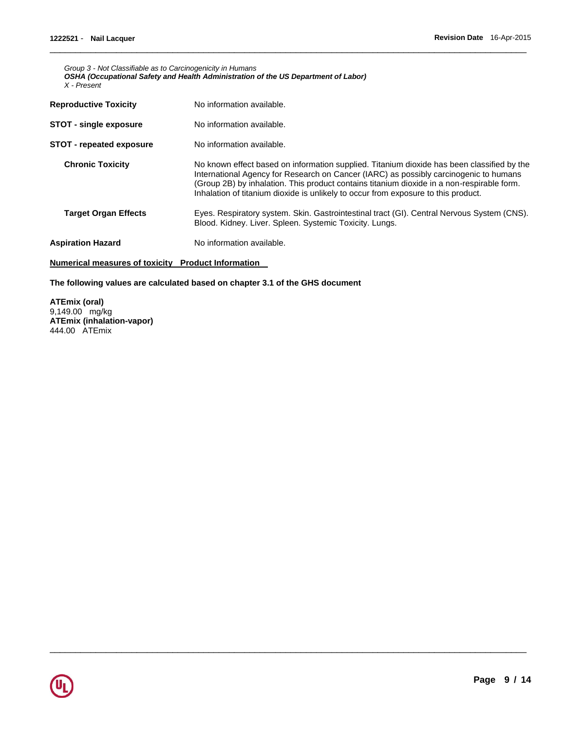*Group 3 - Not Classifiable as to Carcinogenicity in Humans*
***OSHA (Occupational Safety and Health Administration of the US Department of Labor)***
*X - Present*

**Reproductive Toxicity** No information available.

**STOT - single exposure** No information available.

**STOT - repeated exposure** No information available.

**Chronic Toxicity** No known effect based on information supplied. Titanium dioxide has been classified by the International Agency for Research on Cancer (IARC) as possibly carcinogenic to humans (Group 2B) by inhalation. This product contains titanium dioxide in a non-respirable form. Inhalation of titanium dioxide is unlikely to occur from exposure to this product.

**Target Organ Effects** Eyes. Respiratory system. Skin. Gastrointestinal tract (GI). Central Nervous System (CNS). Blood. Kidney. Liver. Spleen. Systemic Toxicity. Lungs.

**Aspiration Hazard** No information available.

**Numerical measures of toxicity Product Information**

**The following values are calculated based on chapter 3.1 of the GHS document**

**ATEmix (oral)**
9,149.00 mg/kg
**ATEmix (inhalation-vapor)**
444.00 ATEmix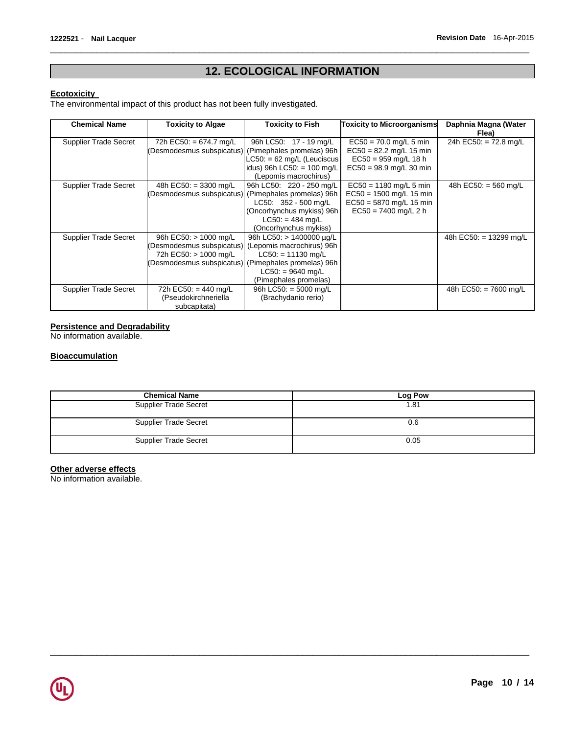## 12. ECOLOGICAL INFORMATION

**Ecotoxicity**

The environmental impact of this product has not been fully investigated.

| Chemical Name | Toxicity to Algae | Toxicity to Fish | Toxicity to Microorganisms | Daphnia Magna (Water Flea) |
|---|---|---|---|---|
| Supplier Trade Secret | 72h EC50: = 674.7 mg/L (Desmodesmus subspicatus) | 96h LC50: 17 - 19 mg/L (Pimephales promelas) 96h LC50: = 62 mg/L (Leuciscus idus) 96h LC50: = 100 mg/L (Lepomis macrochirus) | EC50 = 70.0 mg/L 5 min EC50 = 82.2 mg/L 15 min EC50 = 959 mg/L 18 h EC50 = 98.9 mg/L 30 min | 24h EC50: = 72.8 mg/L |
| Supplier Trade Secret | 48h EC50: = 3300 mg/L (Desmodesmus subspicatus) | 96h LC50: 220 - 250 mg/L (Pimephales promelas) 96h LC50: 352 - 500 mg/L (Oncorhynchus mykiss) 96h LC50: = 484 mg/L (Oncorhynchus mykiss) | EC50 = 1180 mg/L 5 min EC50 = 1500 mg/L 15 min EC50 = 5870 mg/L 15 min EC50 = 7400 mg/L 2 h | 48h EC50: = 560 mg/L |
| Supplier Trade Secret | 96h EC50: > 1000 mg/L (Desmodesmus subspicatus) 72h EC50: > 1000 mg/L (Desmodesmus subspicatus) | 96h LC50: > 1400000 µg/L (Lepomis macrochirus) 96h LC50: = 11130 mg/L (Pimephales promelas) 96h LC50: = 9640 mg/L (Pimephales promelas) | | 48h EC50: = 13299 mg/L |
| Supplier Trade Secret | 72h EC50: = 440 mg/L (Pseudokirchneriella subcapitata) | 96h LC50: = 5000 mg/L (Brachydanio rerio) | | 48h EC50: = 7600 mg/L |

**Persistence and Degradability**

No information available.

**Bioaccumulation**

| Chemical Name | Log Pow |
|---|---|
| Supplier Trade Secret | 1.81 |
| Supplier Trade Secret | 0.6 |
| Supplier Trade Secret | 0.05 |

**Other adverse effects**

No information available.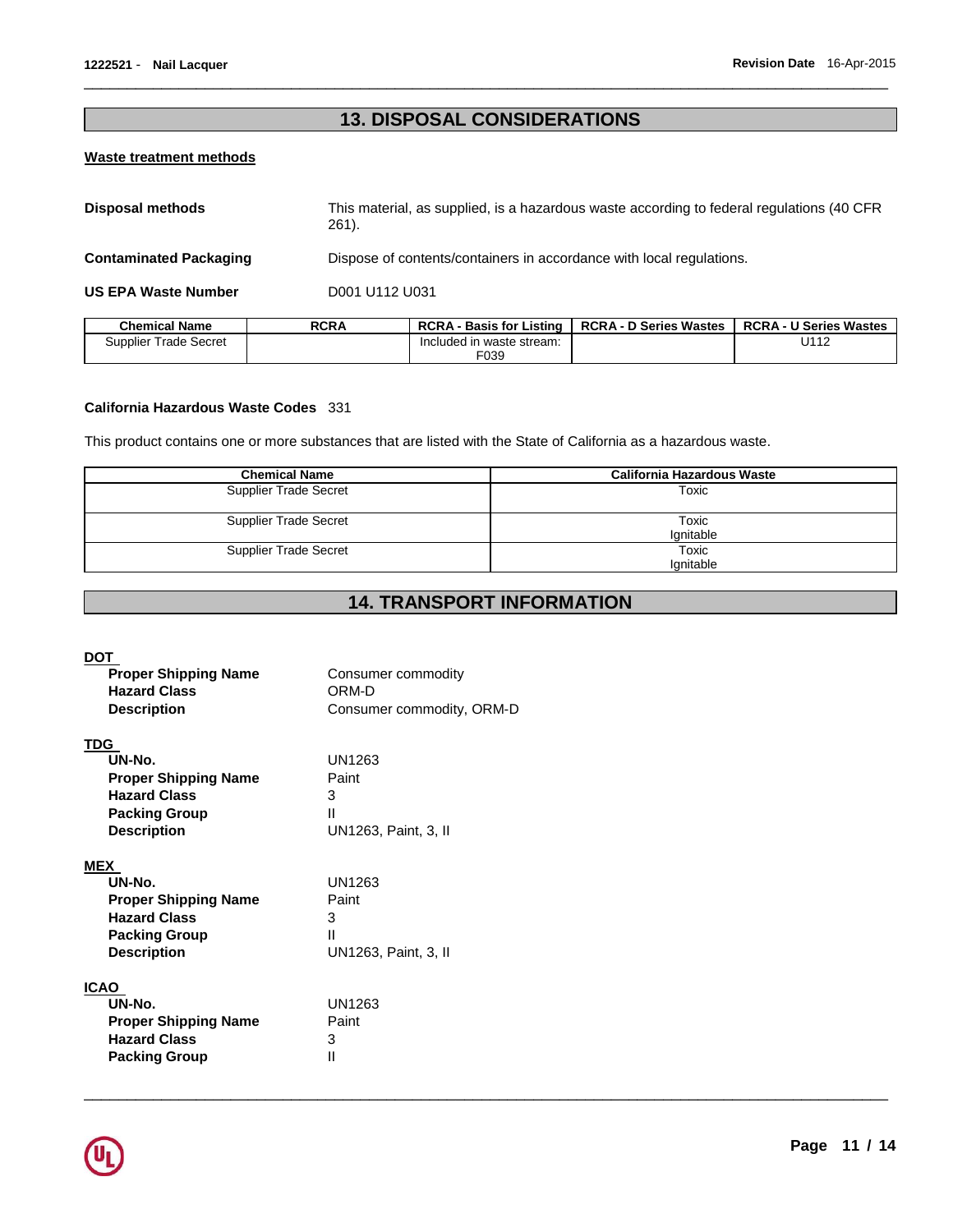## 13. DISPOSAL CONSIDERATIONS

**Waste treatment methods**

**Disposal methods** This material, as supplied, is a hazardous waste according to federal regulations (40 CFR 261).

**Contaminated Packaging** Dispose of contents/containers in accordance with local regulations.

**US EPA Waste Number** D001 U112 U031

| Chemical Name | RCRA | RCRA - Basis for Listing | RCRA - D Series Wastes | RCRA - U Series Wastes |
|---|---|---|---|---|
| Supplier Trade Secret | | Included in waste stream: F039 | | U112 |

**California Hazardous Waste Codes** 331

This product contains one or more substances that are listed with the State of California as a hazardous waste.

| Chemical Name | California Hazardous Waste |
|---|---|
| Supplier Trade Secret | Toxic |
| Supplier Trade Secret | Toxic<br>Ignitable |
| Supplier Trade Secret | Toxic<br>Ignitable |

## 14. TRANSPORT INFORMATION

**DOT**

**Proper Shipping Name** Consumer commodity
**Hazard Class** ORM-D
**Description** Consumer commodity, ORM-D

**TDG**

**UN-No.** UN1263
**Proper Shipping Name** Paint
**Hazard Class** 3
**Packing Group** II
**Description** UN1263, Paint, 3, II

**MEX**

**UN-No.** UN1263
**Proper Shipping Name** Paint
**Hazard Class** 3
**Packing Group** II
**Description** UN1263, Paint, 3, II

**ICAO**

**UN-No.** UN1263
**Proper Shipping Name** Paint
**Hazard Class** 3
**Packing Group** II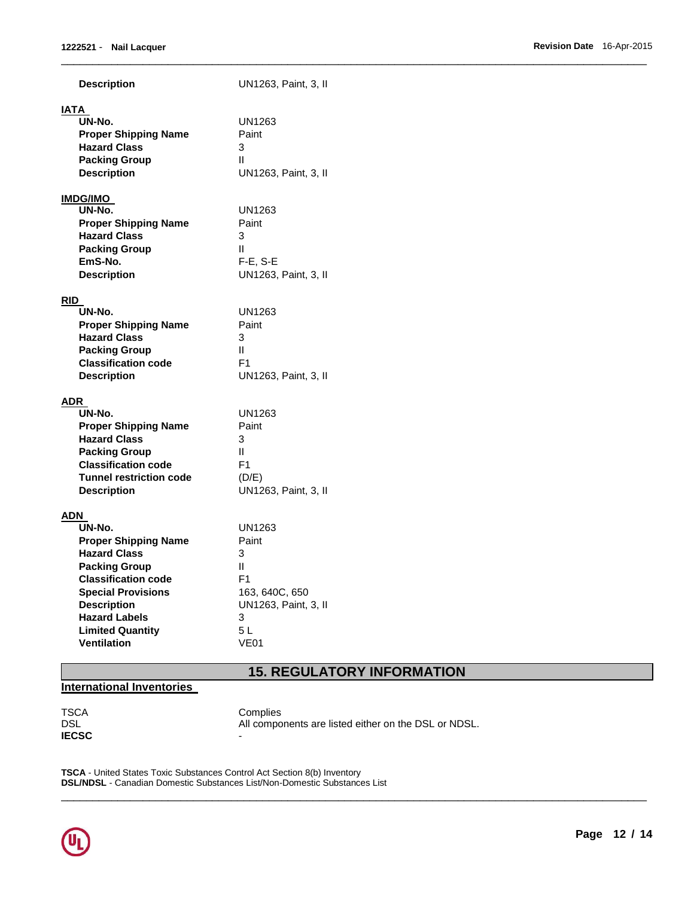| | |
|---|---|
| **Description** | UN1263, Paint, 3, II |

**IATA**

| | |
|---|---|
| **UN-No.** | UN1263 |
| **Proper Shipping Name** | Paint |
| **Hazard Class** | 3 |
| **Packing Group** | II |
| **Description** | UN1263, Paint, 3, II |

**IMDG/IMO**

| | |
|---|---|
| **UN-No.** | UN1263 |
| **Proper Shipping Name** | Paint |
| **Hazard Class** | 3 |
| **Packing Group** | II |
| **EmS-No.** | F-E, S-E |
| **Description** | UN1263, Paint, 3, II |

**RID**

| | |
|---|---|
| **UN-No.** | UN1263 |
| **Proper Shipping Name** | Paint |
| **Hazard Class** | 3 |
| **Packing Group** | II |
| **Classification code** | F1 |
| **Description** | UN1263, Paint, 3, II |

**ADR**

| | |
|---|---|
| **UN-No.** | UN1263 |
| **Proper Shipping Name** | Paint |
| **Hazard Class** | 3 |
| **Packing Group** | II |
| **Classification code** | F1 |
| **Tunnel restriction code** | (D/E) |
| **Description** | UN1263, Paint, 3, II |

**ADN**

| | |
|---|---|
| **UN-No.** | UN1263 |
| **Proper Shipping Name** | Paint |
| **Hazard Class** | 3 |
| **Packing Group** | II |
| **Classification code** | F1 |
| **Special Provisions** | 163, 640C, 650 |
| **Description** | UN1263, Paint, 3, II |
| **Hazard Labels** | 3 |
| **Limited Quantity** | 5 L |
| **Ventilation** | VE01 |

## 15. REGULATORY INFORMATION

**International Inventories**

| | |
|---|---|
| TSCA | Complies |
| DSL | All components are listed either on the DSL or NDSL. |
| **IECSC** | - |

**TSCA** - United States Toxic Substances Control Act Section 8(b) Inventory
**DSL/NDSL** - Canadian Domestic Substances List/Non-Domestic Substances List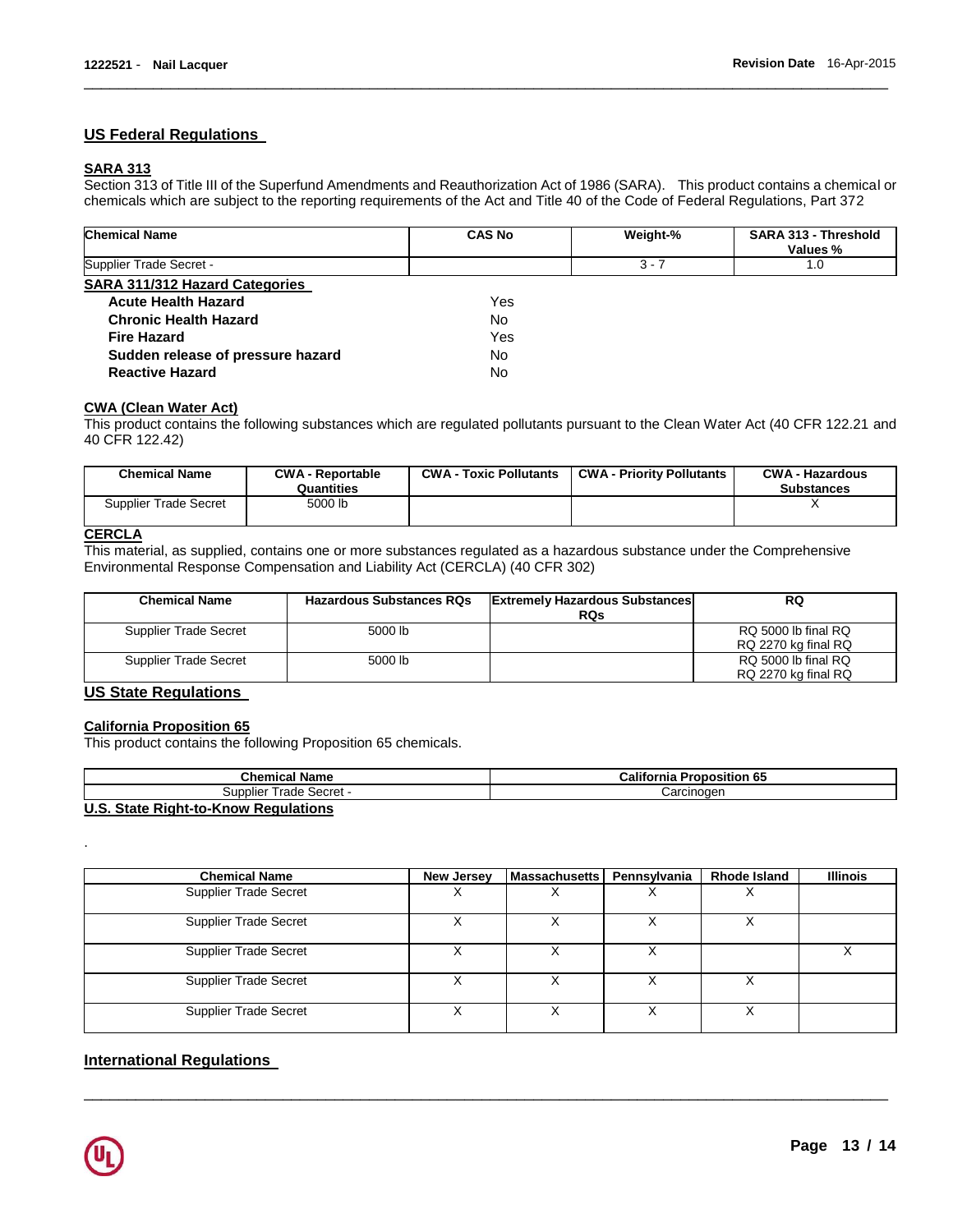## US Federal Regulations

### SARA 313

Section 313 of Title III of the Superfund Amendments and Reauthorization Act of 1986 (SARA). This product contains a chemical or chemicals which are subject to the reporting requirements of the Act and Title 40 of the Code of Federal Regulations, Part 372

| Chemical Name | CAS No | Weight-% | SARA 313 - Threshold Values % |
|---|---|---|---|
| Supplier Trade Secret - | | 3 - 7 | 1.0 |

### SARA 311/312 Hazard Categories

| | |
|---|---|
| **Acute Health Hazard** | Yes |
| **Chronic Health Hazard** | No |
| **Fire Hazard** | Yes |
| **Sudden release of pressure hazard** | No |
| **Reactive Hazard** | No |

### CWA (Clean Water Act)

This product contains the following substances which are regulated pollutants pursuant to the Clean Water Act (40 CFR 122.21 and 40 CFR 122.42)

| Chemical Name | CWA - Reportable Quantities | CWA - Toxic Pollutants | CWA - Priority Pollutants | CWA - Hazardous Substances |
|---|---|---|---|---|
| Supplier Trade Secret | 5000 lb | | | X |

### CERCLA

This material, as supplied, contains one or more substances regulated as a hazardous substance under the Comprehensive Environmental Response Compensation and Liability Act (CERCLA) (40 CFR 302)

| Chemical Name | Hazardous Substances RQs | Extremely Hazardous Substances RQs | RQ |
|---|---|---|---|
| Supplier Trade Secret | 5000 lb | | RQ 5000 lb final RQ<br>RQ 2270 kg final RQ |
| Supplier Trade Secret | 5000 lb | | RQ 5000 lb final RQ<br>RQ 2270 kg final RQ |

## US State Regulations

### California Proposition 65

This product contains the following Proposition 65 chemicals.

| Chemical Name | California Proposition 65 |
|---|---|
| Supplier Trade Secret - | Carcinogen |

### U.S. State Right-to-Know Regulations

.

| Chemical Name | New Jersey | Massachusetts | Pennsylvania | Rhode Island | Illinois |
|---|---|---|---|---|---|
| Supplier Trade Secret | X | X | X | X | |
| Supplier Trade Secret | X | X | X | X | |
| Supplier Trade Secret | X | X | X | | X |
| Supplier Trade Secret | X | X | X | X | |
| Supplier Trade Secret | X | X | X | X | |

## International Regulations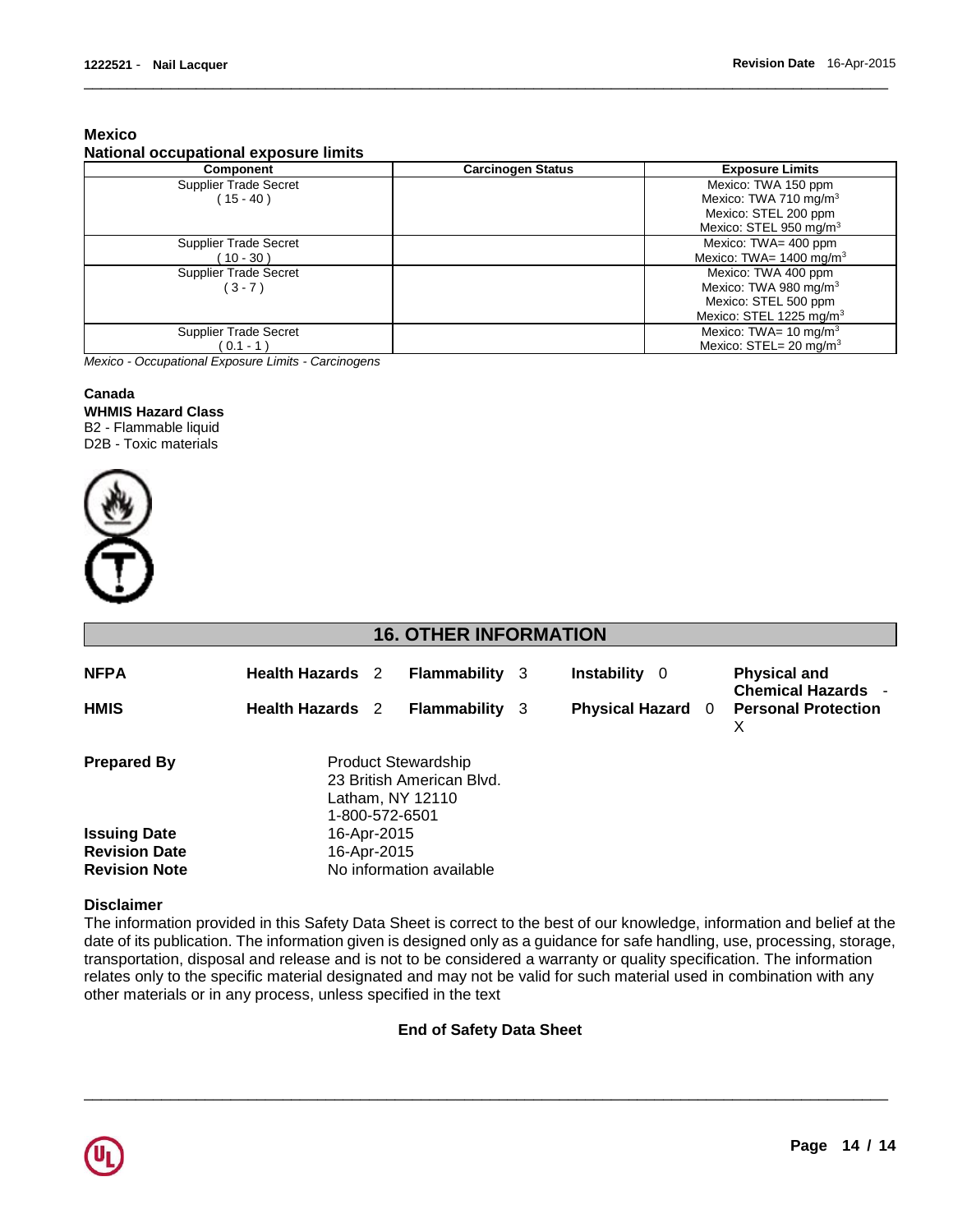**Mexico**

**National occupational exposure limits**

| Component | Carcinogen Status | Exposure Limits |
|---|---|---|
| Supplier Trade Secret ( 15 - 40 ) | | Mexico: TWA 150 ppm<br>Mexico: TWA 710 mg/m$^3$<br>Mexico: STEL 200 ppm<br>Mexico: STEL 950 mg/m$^3$ |
| Supplier Trade Secret ( 10 - 30 ) | | Mexico: TWA= 400 ppm<br>Mexico: TWA= 1400 mg/m$^3$ |
| Supplier Trade Secret ( 3 - 7 ) | | Mexico: TWA 400 ppm<br>Mexico: TWA 980 mg/m$^3$<br>Mexico: STEL 500 ppm<br>Mexico: STEL 1225 mg/m$^3$ |
| Supplier Trade Secret ( 0.1 - 1 ) | | Mexico: TWA= 10 mg/m$^3$<br>Mexico: STEL= 20 mg/m$^3$ |

*Mexico - Occupational Exposure Limits - Carcinogens*

**Canada**

**WHMIS Hazard Class**

B2 - Flammable liquid

D2B - Toxic materials

## 16. OTHER INFORMATION

| | | | | |
|---|---|---|---|---|
| **NFPA** | **Health Hazards** 2 | **Flammability** 3 | **Instability** 0 | **Physical and Chemical Hazards** - |
| **HMIS** | **Health Hazards** 2 | **Flammability** 3 | **Physical Hazard** 0 | **Personal Protection** X |

**Prepared By** Product Stewardship
23 British American Blvd.
Latham, NY 12110
1-800-572-6501

**Issuing Date** 16-Apr-2015

**Revision Date** 16-Apr-2015

**Revision Note** No information available

**Disclaimer**

The information provided in this Safety Data Sheet is correct to the best of our knowledge, information and belief at the date of its publication. The information given is designed only as a guidance for safe handling, use, processing, storage, transportation, disposal and release and is not to be considered a warranty or quality specification. The information relates only to the specific material designated and may not be valid for such material used in combination with any other materials or in any process, unless specified in the text

**End of Safety Data Sheet**